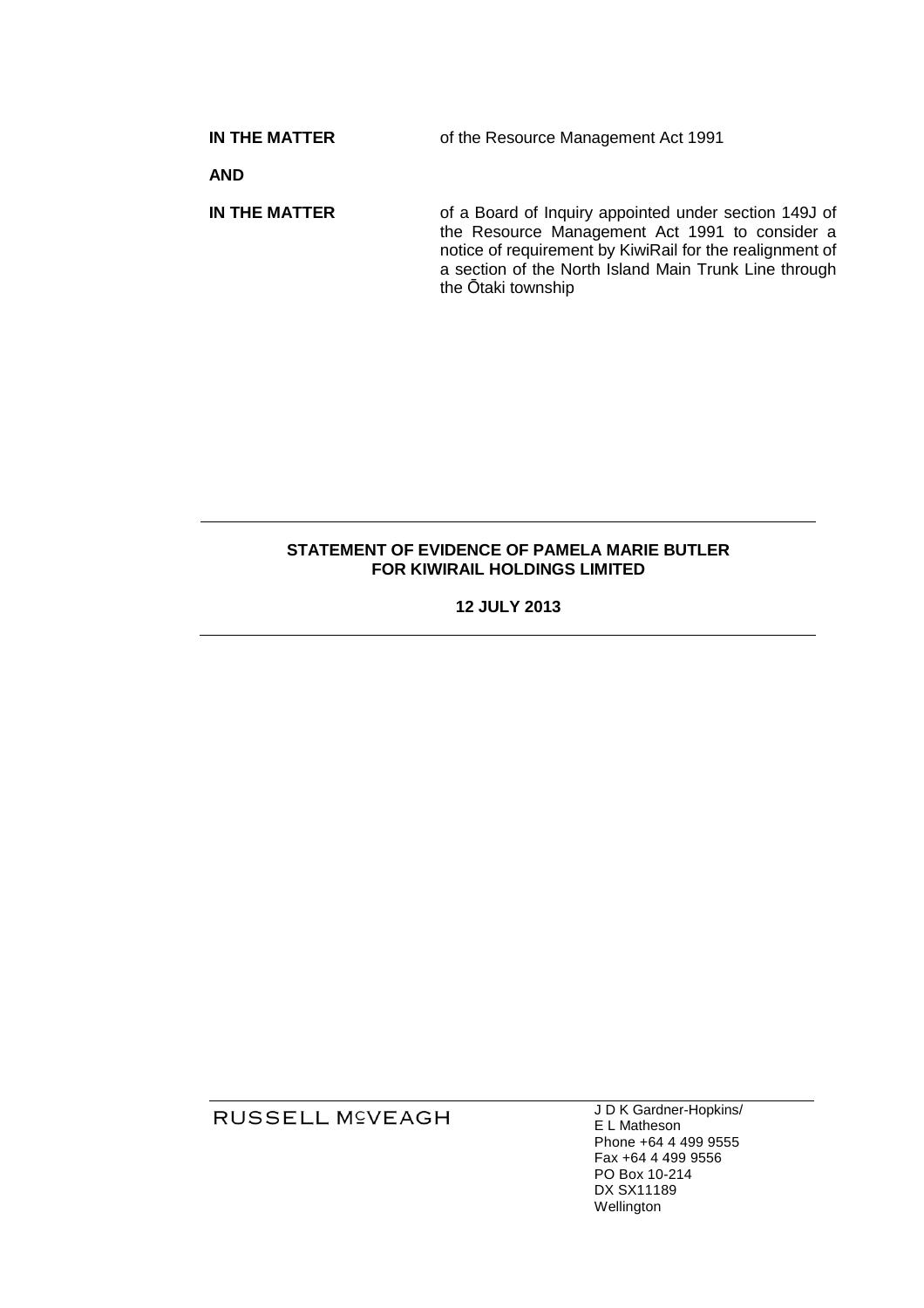**IN THE MATTER** of the Resource Management Act 1991

**AND**

**IN THE MATTER** of a Board of Inquiry appointed under section 149J of the Resource Management Act 1991 to consider a notice of requirement by KiwiRail for the realignment of a section of the North Island Main Trunk Line through the Ōtaki township

---

**STATEMENT OF EVIDENCE OF PAMELA MARIE BUTLER FOR KIWIRAIL HOLDINGS LIMITED**

**12 JULY 2013**

---

RUSSELL McVEAGH

J D K Gardner-Hopkins/
E L Matheson
Phone +64 4 499 9555
Fax +64 4 499 9556
PO Box 10-214
DX SX11189
Wellington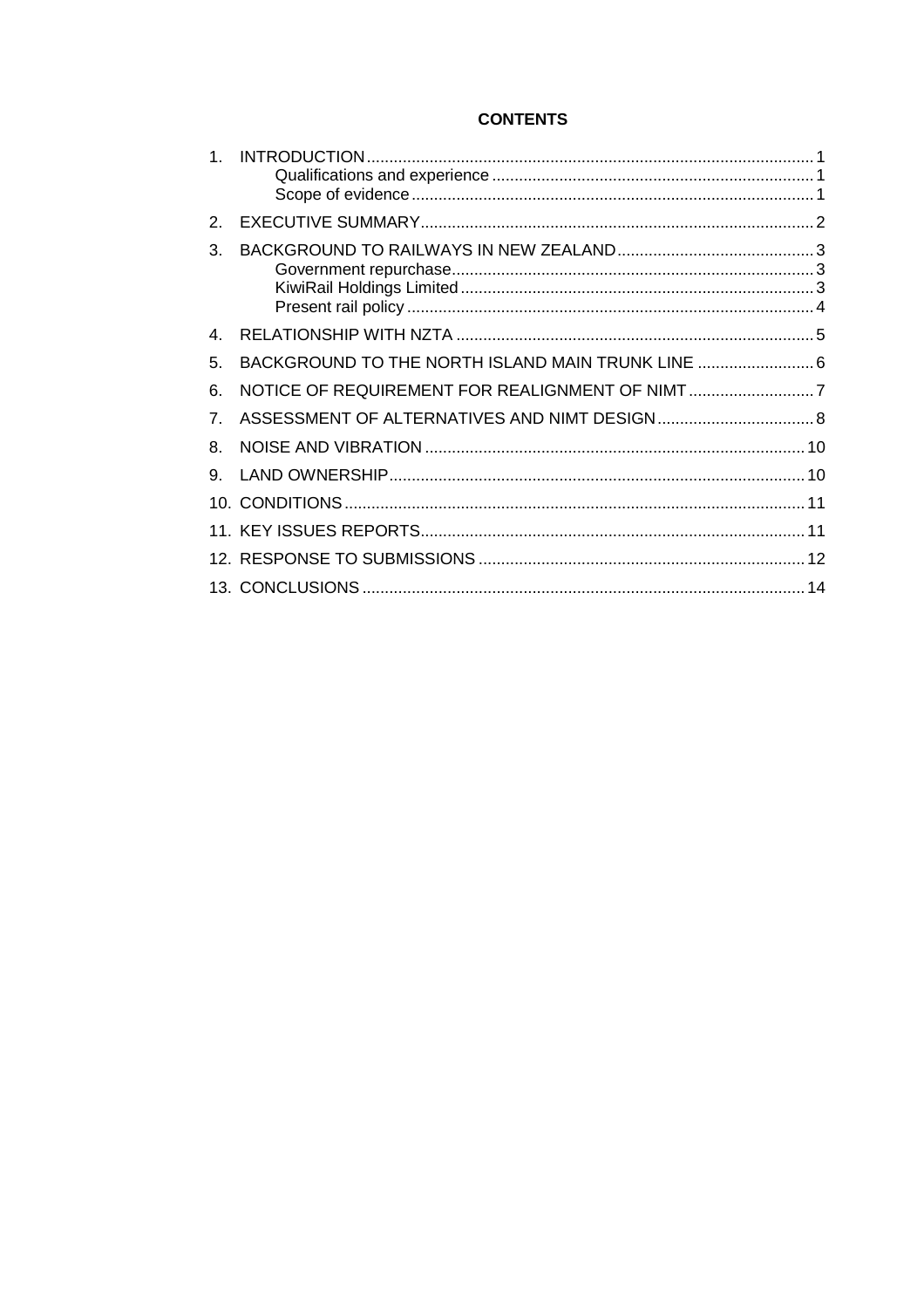## CONTENTS

| | | |
|---|---|---|
| 1. | INTRODUCTION | 1 |
| | Qualifications and experience | 1 |
| | Scope of evidence | 1 |
| 2. | EXECUTIVE SUMMARY | 2 |
| 3. | BACKGROUND TO RAILWAYS IN NEW ZEALAND | 3 |
| | Government repurchase | 3 |
| | KiwiRail Holdings Limited | 3 |
| | Present rail policy | 4 |
| 4. | RELATIONSHIP WITH NZTA | 5 |
| 5. | BACKGROUND TO THE NORTH ISLAND MAIN TRUNK LINE | 6 |
| 6. | NOTICE OF REQUIREMENT FOR REALIGNMENT OF NIMT | 7 |
| 7. | ASSESSMENT OF ALTERNATIVES AND NIMT DESIGN | 8 |
| 8. | NOISE AND VIBRATION | 10 |
| 9. | LAND OWNERSHIP | 10 |
| 10. | CONDITIONS | 11 |
| 11. | KEY ISSUES REPORTS | 11 |
| 12. | RESPONSE TO SUBMISSIONS | 12 |
| 13. | CONCLUSIONS | 14 |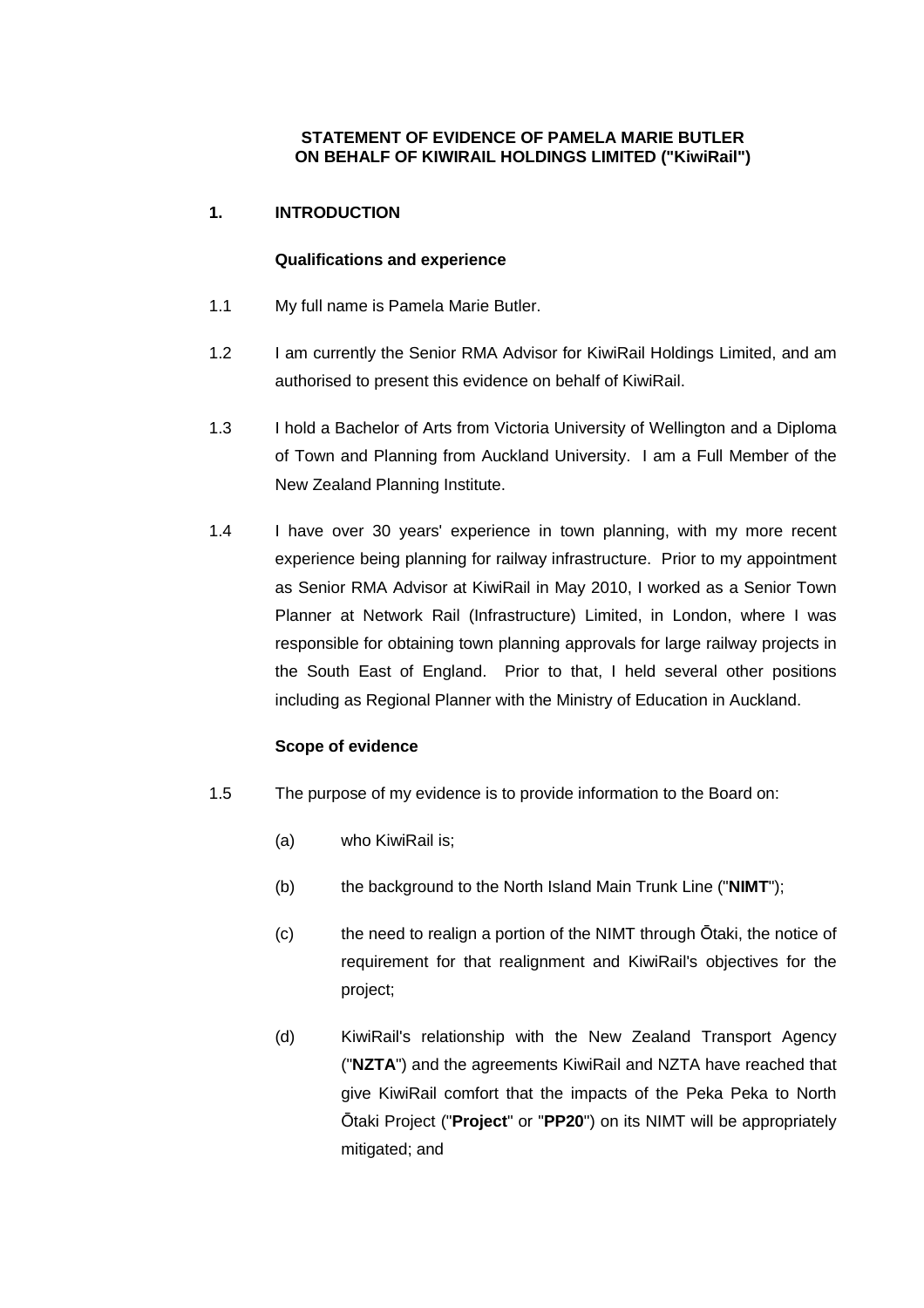**STATEMENT OF EVIDENCE OF PAMELA MARIE BUTLER ON BEHALF OF KIWIRAIL HOLDINGS LIMITED ("KiwiRail")**

## 1. INTRODUCTION

### Qualifications and experience

1.1 My full name is Pamela Marie Butler.

1.2 I am currently the Senior RMA Advisor for KiwiRail Holdings Limited, and am authorised to present this evidence on behalf of KiwiRail.

1.3 I hold a Bachelor of Arts from Victoria University of Wellington and a Diploma of Town and Planning from Auckland University. I am a Full Member of the New Zealand Planning Institute.

1.4 I have over 30 years' experience in town planning, with my more recent experience being planning for railway infrastructure. Prior to my appointment as Senior RMA Advisor at KiwiRail in May 2010, I worked as a Senior Town Planner at Network Rail (Infrastructure) Limited, in London, where I was responsible for obtaining town planning approvals for large railway projects in the South East of England. Prior to that, I held several other positions including as Regional Planner with the Ministry of Education in Auckland.

### Scope of evidence

1.5 The purpose of my evidence is to provide information to the Board on:

(a) who KiwiRail is;

(b) the background to the North Island Main Trunk Line ("**NIMT**");

(c) the need to realign a portion of the NIMT through Ōtaki, the notice of requirement for that realignment and KiwiRail's objectives for the project;

(d) KiwiRail's relationship with the New Zealand Transport Agency ("**NZTA**") and the agreements KiwiRail and NZTA have reached that give KiwiRail comfort that the impacts of the Peka Peka to North Ōtaki Project ("**Project**" or "**PP2O**") on its NIMT will be appropriately mitigated; and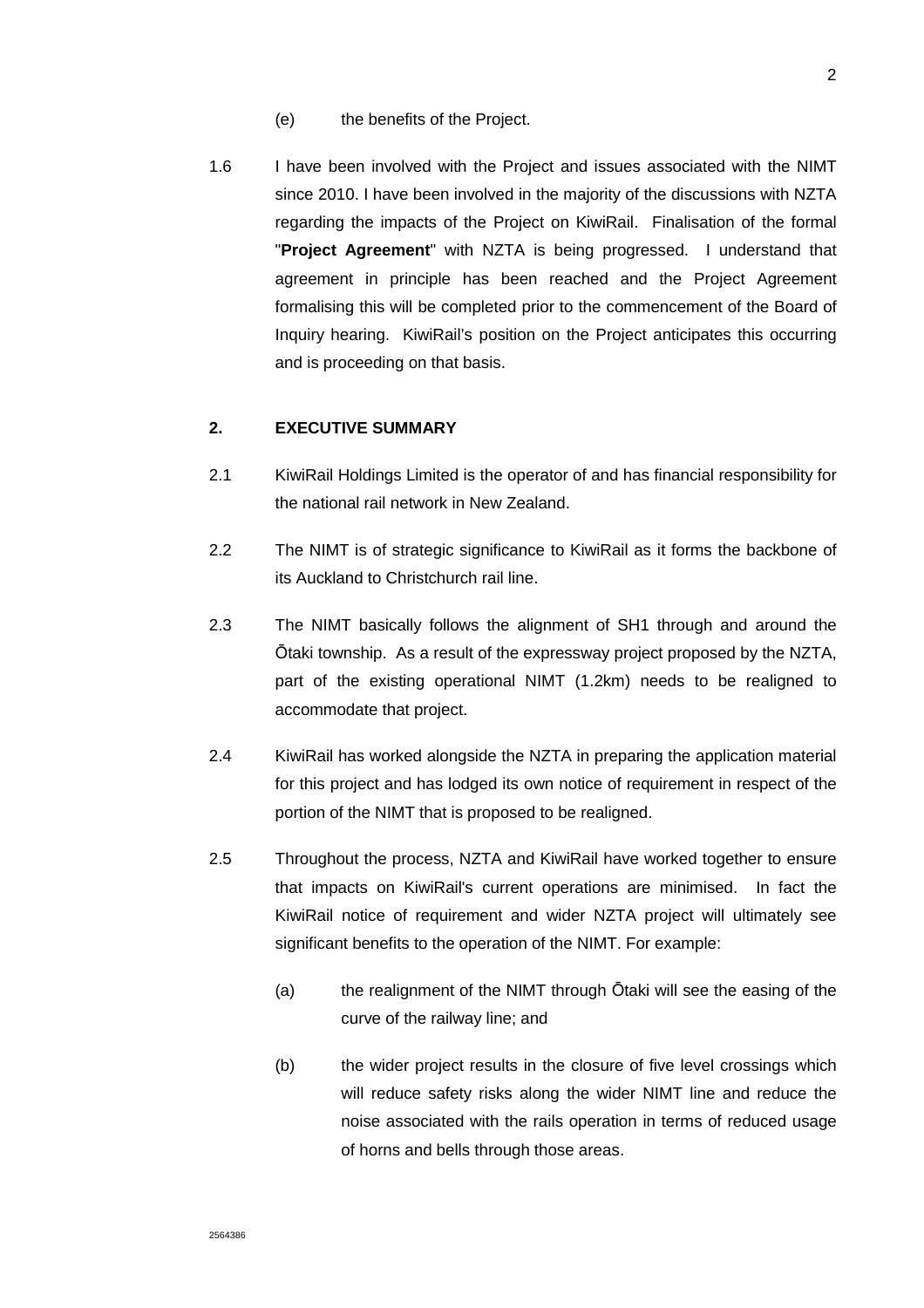(e) the benefits of the Project.

1.6 I have been involved with the Project and issues associated with the NIMT since 2010. I have been involved in the majority of the discussions with NZTA regarding the impacts of the Project on KiwiRail. Finalisation of the formal "**Project Agreement**" with NZTA is being progressed. I understand that agreement in principle has been reached and the Project Agreement formalising this will be completed prior to the commencement of the Board of Inquiry hearing. KiwiRail's position on the Project anticipates this occurring and is proceeding on that basis.

## 2. EXECUTIVE SUMMARY

2.1 KiwiRail Holdings Limited is the operator of and has financial responsibility for the national rail network in New Zealand.

2.2 The NIMT is of strategic significance to KiwiRail as it forms the backbone of its Auckland to Christchurch rail line.

2.3 The NIMT basically follows the alignment of SH1 through and around the Ōtaki township. As a result of the expressway project proposed by the NZTA, part of the existing operational NIMT (1.2km) needs to be realigned to accommodate that project.

2.4 KiwiRail has worked alongside the NZTA in preparing the application material for this project and has lodged its own notice of requirement in respect of the portion of the NIMT that is proposed to be realigned.

2.5 Throughout the process, NZTA and KiwiRail have worked together to ensure that impacts on KiwiRail's current operations are minimised. In fact the KiwiRail notice of requirement and wider NZTA project will ultimately see significant benefits to the operation of the NIMT. For example:

(a) the realignment of the NIMT through Ōtaki will see the easing of the curve of the railway line; and

(b) the wider project results in the closure of five level crossings which will reduce safety risks along the wider NIMT line and reduce the noise associated with the rails operation in terms of reduced usage of horns and bells through those areas.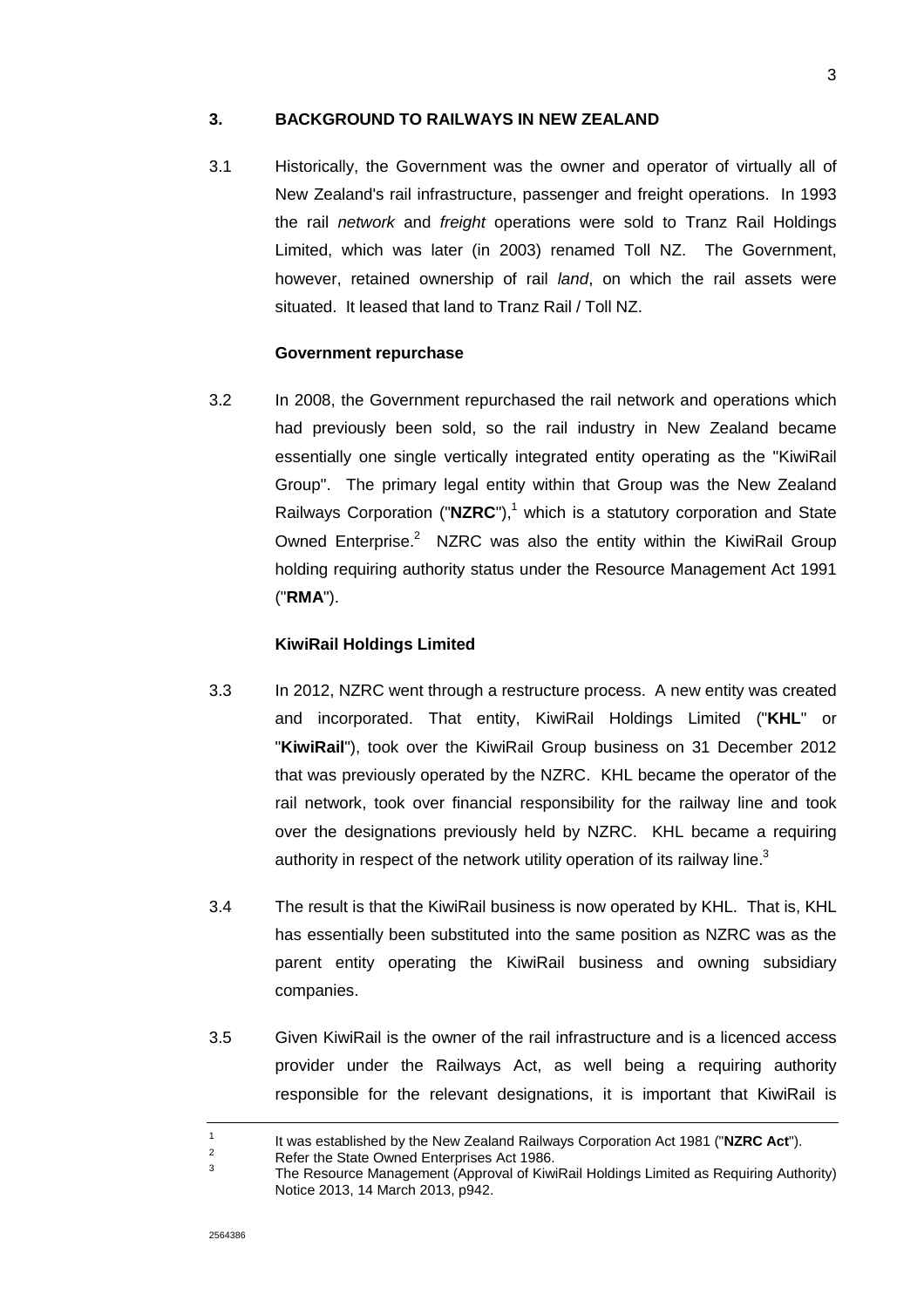## 3. BACKGROUND TO RAILWAYS IN NEW ZEALAND

3.1 Historically, the Government was the owner and operator of virtually all of New Zealand's rail infrastructure, passenger and freight operations. In 1993 the rail *network* and *freight* operations were sold to Tranz Rail Holdings Limited, which was later (in 2003) renamed Toll NZ. The Government, however, retained ownership of rail *land*, on which the rail assets were situated. It leased that land to Tranz Rail / Toll NZ.

### Government repurchase

3.2 In 2008, the Government repurchased the rail network and operations which had previously been sold, so the rail industry in New Zealand became essentially one single vertically integrated entity operating as the "KiwiRail Group". The primary legal entity within that Group was the New Zealand Railways Corporation ("**NZRC**"),[1] which is a statutory corporation and State Owned Enterprise.[2] NZRC was also the entity within the KiwiRail Group holding requiring authority status under the Resource Management Act 1991 ("**RMA**").

### KiwiRail Holdings Limited

3.3 In 2012, NZRC went through a restructure process. A new entity was created and incorporated. That entity, KiwiRail Holdings Limited ("**KHL**" or "**KiwiRail**"), took over the KiwiRail Group business on 31 December 2012 that was previously operated by the NZRC. KHL became the operator of the rail network, took over financial responsibility for the railway line and took over the designations previously held by NZRC. KHL became a requiring authority in respect of the network utility operation of its railway line.[3]

3.4 The result is that the KiwiRail business is now operated by KHL. That is, KHL has essentially been substituted into the same position as NZRC was as the parent entity operating the KiwiRail business and owning subsidiary companies.

3.5 Given KiwiRail is the owner of the rail infrastructure and is a licenced access provider under the Railways Act, as well being a requiring authority responsible for the relevant designations, it is important that KiwiRail is

---

[1] It was established by the New Zealand Railways Corporation Act 1981 ("**NZRC Act**").

[2] Refer the State Owned Enterprises Act 1986.

[3] The Resource Management (Approval of KiwiRail Holdings Limited as Requiring Authority) Notice 2013, 14 March 2013, p942.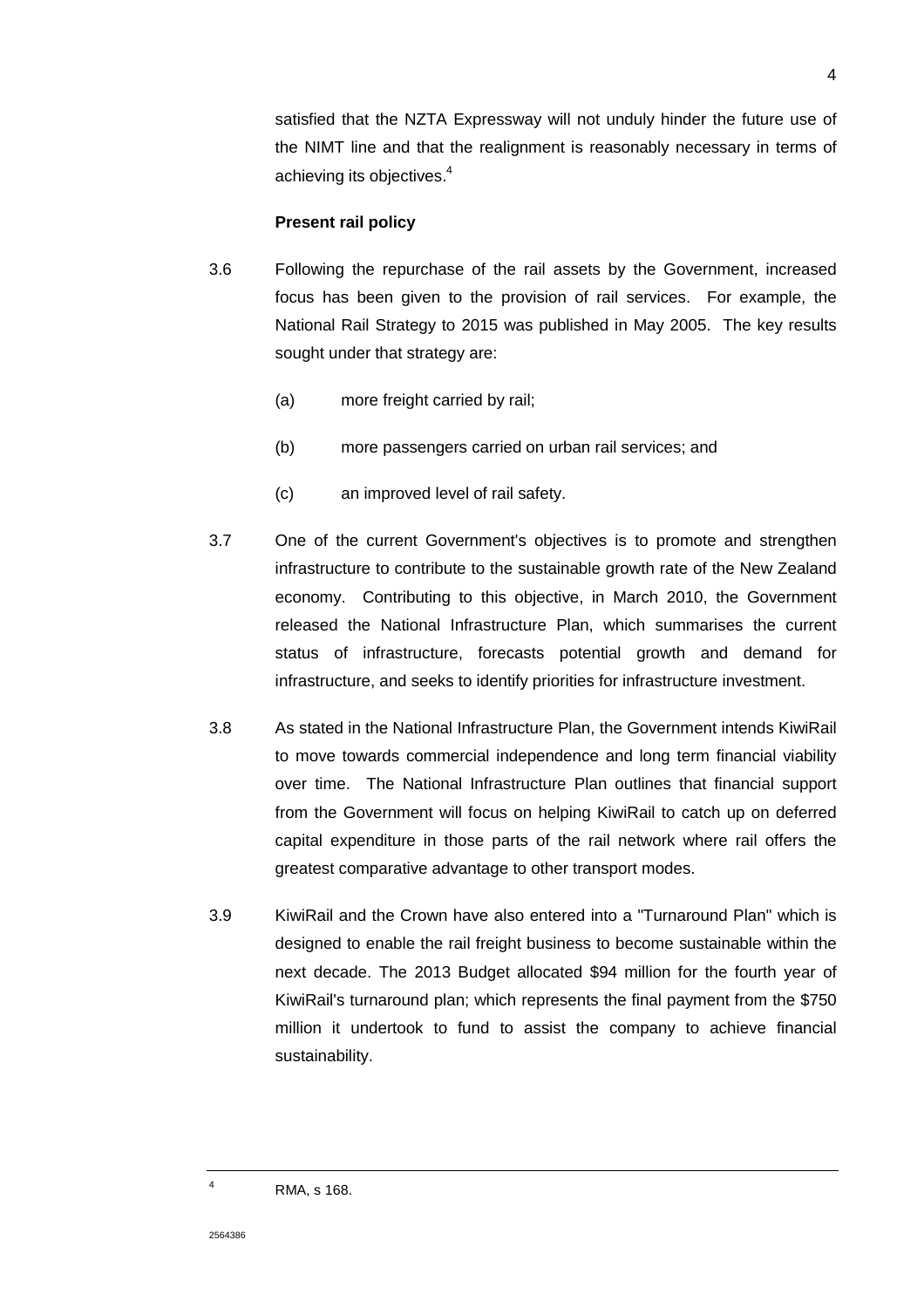satisfied that the NZTA Expressway will not unduly hinder the future use of the NIMT line and that the realignment is reasonably necessary in terms of achieving its objectives.[4]

**Present rail policy**

3.6 Following the repurchase of the rail assets by the Government, increased focus has been given to the provision of rail services. For example, the National Rail Strategy to 2015 was published in May 2005. The key results sought under that strategy are:

(a) more freight carried by rail;

(b) more passengers carried on urban rail services; and

(c) an improved level of rail safety.

3.7 One of the current Government's objectives is to promote and strengthen infrastructure to contribute to the sustainable growth rate of the New Zealand economy. Contributing to this objective, in March 2010, the Government released the National Infrastructure Plan, which summarises the current status of infrastructure, forecasts potential growth and demand for infrastructure, and seeks to identify priorities for infrastructure investment.

3.8 As stated in the National Infrastructure Plan, the Government intends KiwiRail to move towards commercial independence and long term financial viability over time. The National Infrastructure Plan outlines that financial support from the Government will focus on helping KiwiRail to catch up on deferred capital expenditure in those parts of the rail network where rail offers the greatest comparative advantage to other transport modes.

3.9 KiwiRail and the Crown have also entered into a "Turnaround Plan" which is designed to enable the rail freight business to become sustainable within the next decade. The 2013 Budget allocated \$94 million for the fourth year of KiwiRail's turnaround plan; which represents the final payment from the \$750 million it undertook to fund to assist the company to achieve financial sustainability.

[4] RMA, s 168.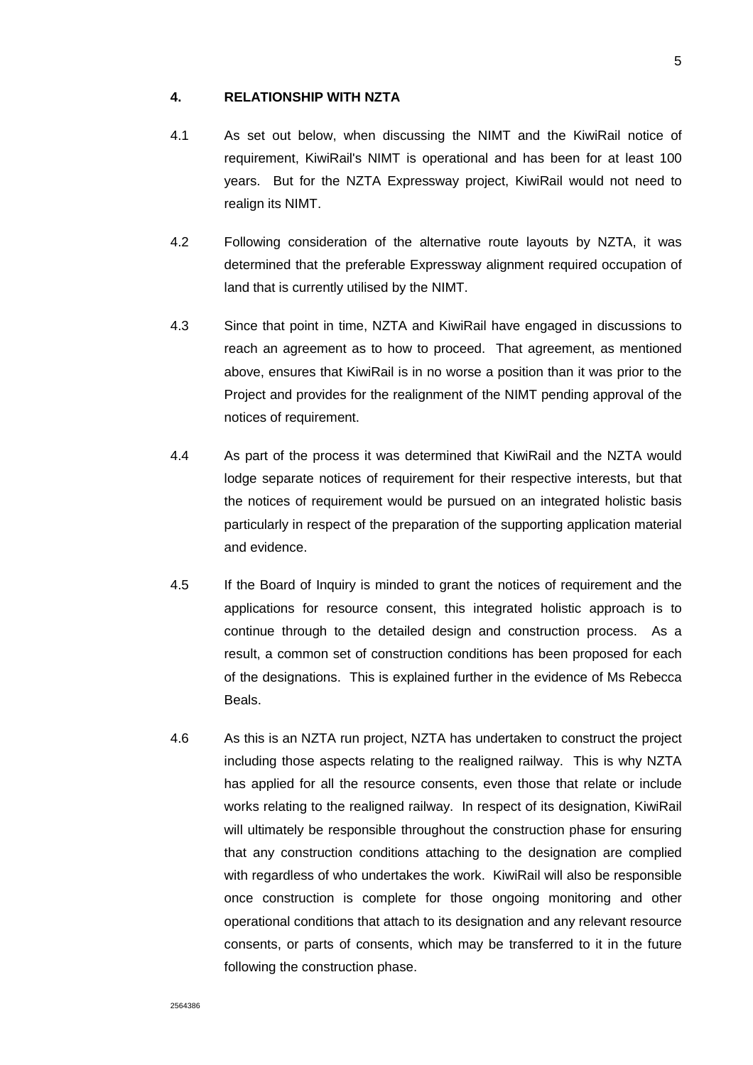## 4. RELATIONSHIP WITH NZTA

4.1 As set out below, when discussing the NIMT and the KiwiRail notice of requirement, KiwiRail's NIMT is operational and has been for at least 100 years. But for the NZTA Expressway project, KiwiRail would not need to realign its NIMT.

4.2 Following consideration of the alternative route layouts by NZTA, it was determined that the preferable Expressway alignment required occupation of land that is currently utilised by the NIMT.

4.3 Since that point in time, NZTA and KiwiRail have engaged in discussions to reach an agreement as to how to proceed. That agreement, as mentioned above, ensures that KiwiRail is in no worse a position than it was prior to the Project and provides for the realignment of the NIMT pending approval of the notices of requirement.

4.4 As part of the process it was determined that KiwiRail and the NZTA would lodge separate notices of requirement for their respective interests, but that the notices of requirement would be pursued on an integrated holistic basis particularly in respect of the preparation of the supporting application material and evidence.

4.5 If the Board of Inquiry is minded to grant the notices of requirement and the applications for resource consent, this integrated holistic approach is to continue through to the detailed design and construction process. As a result, a common set of construction conditions has been proposed for each of the designations. This is explained further in the evidence of Ms Rebecca Beals.

4.6 As this is an NZTA run project, NZTA has undertaken to construct the project including those aspects relating to the realigned railway. This is why NZTA has applied for all the resource consents, even those that relate or include works relating to the realigned railway. In respect of its designation, KiwiRail will ultimately be responsible throughout the construction phase for ensuring that any construction conditions attaching to the designation are complied with regardless of who undertakes the work. KiwiRail will also be responsible once construction is complete for those ongoing monitoring and other operational conditions that attach to its designation and any relevant resource consents, or parts of consents, which may be transferred to it in the future following the construction phase.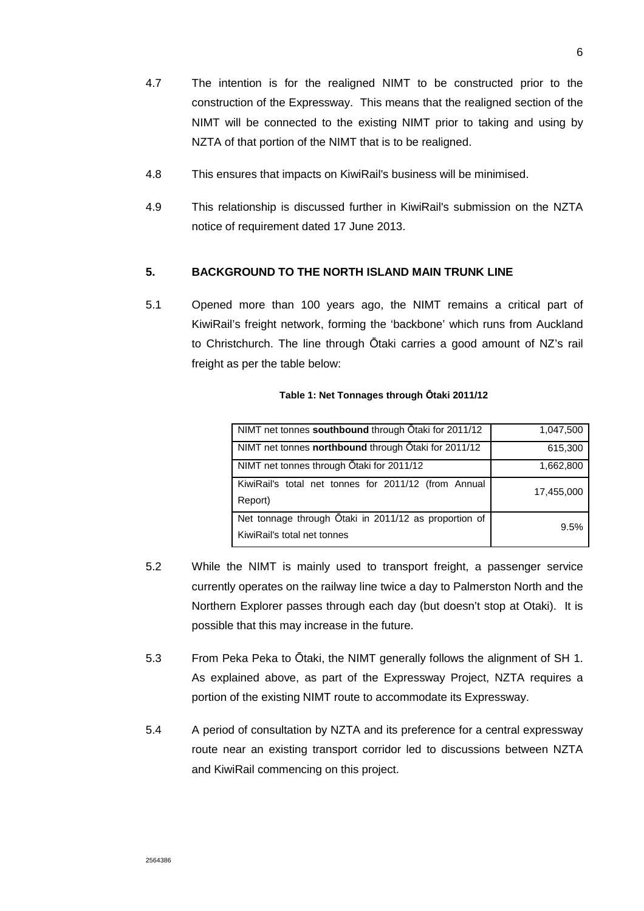4.7 The intention is for the realigned NIMT to be constructed prior to the construction of the Expressway. This means that the realigned section of the NIMT will be connected to the existing NIMT prior to taking and using by NZTA of that portion of the NIMT that is to be realigned.

4.8 This ensures that impacts on KiwiRail's business will be minimised.

4.9 This relationship is discussed further in KiwiRail's submission on the NZTA notice of requirement dated 17 June 2013.

## 5. BACKGROUND TO THE NORTH ISLAND MAIN TRUNK LINE

5.1 Opened more than 100 years ago, the NIMT remains a critical part of KiwiRail's freight network, forming the 'backbone' which runs from Auckland to Christchurch. The line through Ōtaki carries a good amount of NZ's rail freight as per the table below:

**Table 1: Net Tonnages through Ōtaki 2011/12**

| | |
|---|---:|
| NIMT net tonnes **southbound** through Ōtaki for 2011/12 | 1,047,500 |
| NIMT net tonnes **northbound** through Ōtaki for 2011/12 | 615,300 |
| NIMT net tonnes through Ōtaki for 2011/12 | 1,662,800 |
| KiwiRail's total net tonnes for 2011/12 (from Annual Report) | 17,455,000 |
| Net tonnage through Ōtaki in 2011/12 as proportion of KiwiRail's total net tonnes | 9.5% |

5.2 While the NIMT is mainly used to transport freight, a passenger service currently operates on the railway line twice a day to Palmerston North and the Northern Explorer passes through each day (but doesn't stop at Otaki). It is possible that this may increase in the future.

5.3 From Peka Peka to Ōtaki, the NIMT generally follows the alignment of SH 1. As explained above, as part of the Expressway Project, NZTA requires a portion of the existing NIMT route to accommodate its Expressway.

5.4 A period of consultation by NZTA and its preference for a central expressway route near an existing transport corridor led to discussions between NZTA and KiwiRail commencing on this project.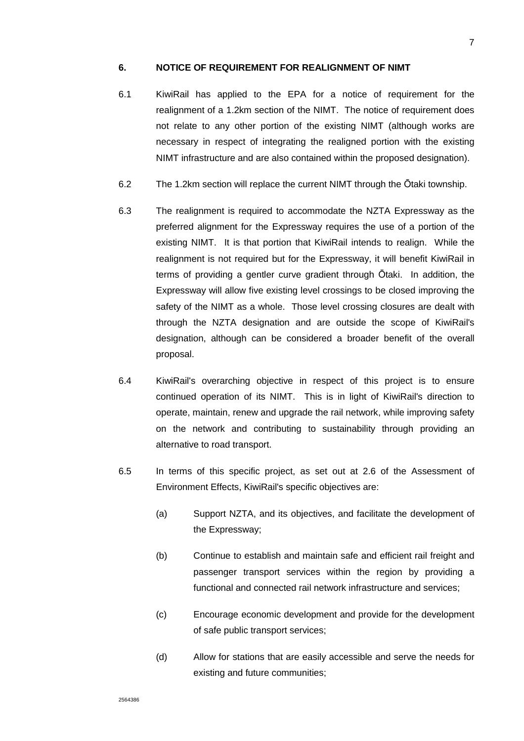## 6. NOTICE OF REQUIREMENT FOR REALIGNMENT OF NIMT

6.1 KiwiRail has applied to the EPA for a notice of requirement for the realignment of a 1.2km section of the NIMT. The notice of requirement does not relate to any other portion of the existing NIMT (although works are necessary in respect of integrating the realigned portion with the existing NIMT infrastructure and are also contained within the proposed designation).

6.2 The 1.2km section will replace the current NIMT through the Ōtaki township.

6.3 The realignment is required to accommodate the NZTA Expressway as the preferred alignment for the Expressway requires the use of a portion of the existing NIMT. It is that portion that KiwiRail intends to realign. While the realignment is not required but for the Expressway, it will benefit KiwiRail in terms of providing a gentler curve gradient through Ōtaki. In addition, the Expressway will allow five existing level crossings to be closed improving the safety of the NIMT as a whole. Those level crossing closures are dealt with through the NZTA designation and are outside the scope of KiwiRail's designation, although can be considered a broader benefit of the overall proposal.

6.4 KiwiRail's overarching objective in respect of this project is to ensure continued operation of its NIMT. This is in light of KiwiRail's direction to operate, maintain, renew and upgrade the rail network, while improving safety on the network and contributing to sustainability through providing an alternative to road transport.

6.5 In terms of this specific project, as set out at 2.6 of the Assessment of Environment Effects, KiwiRail's specific objectives are:

(a) Support NZTA, and its objectives, and facilitate the development of the Expressway;

(b) Continue to establish and maintain safe and efficient rail freight and passenger transport services within the region by providing a functional and connected rail network infrastructure and services;

(c) Encourage economic development and provide for the development of safe public transport services;

(d) Allow for stations that are easily accessible and serve the needs for existing and future communities;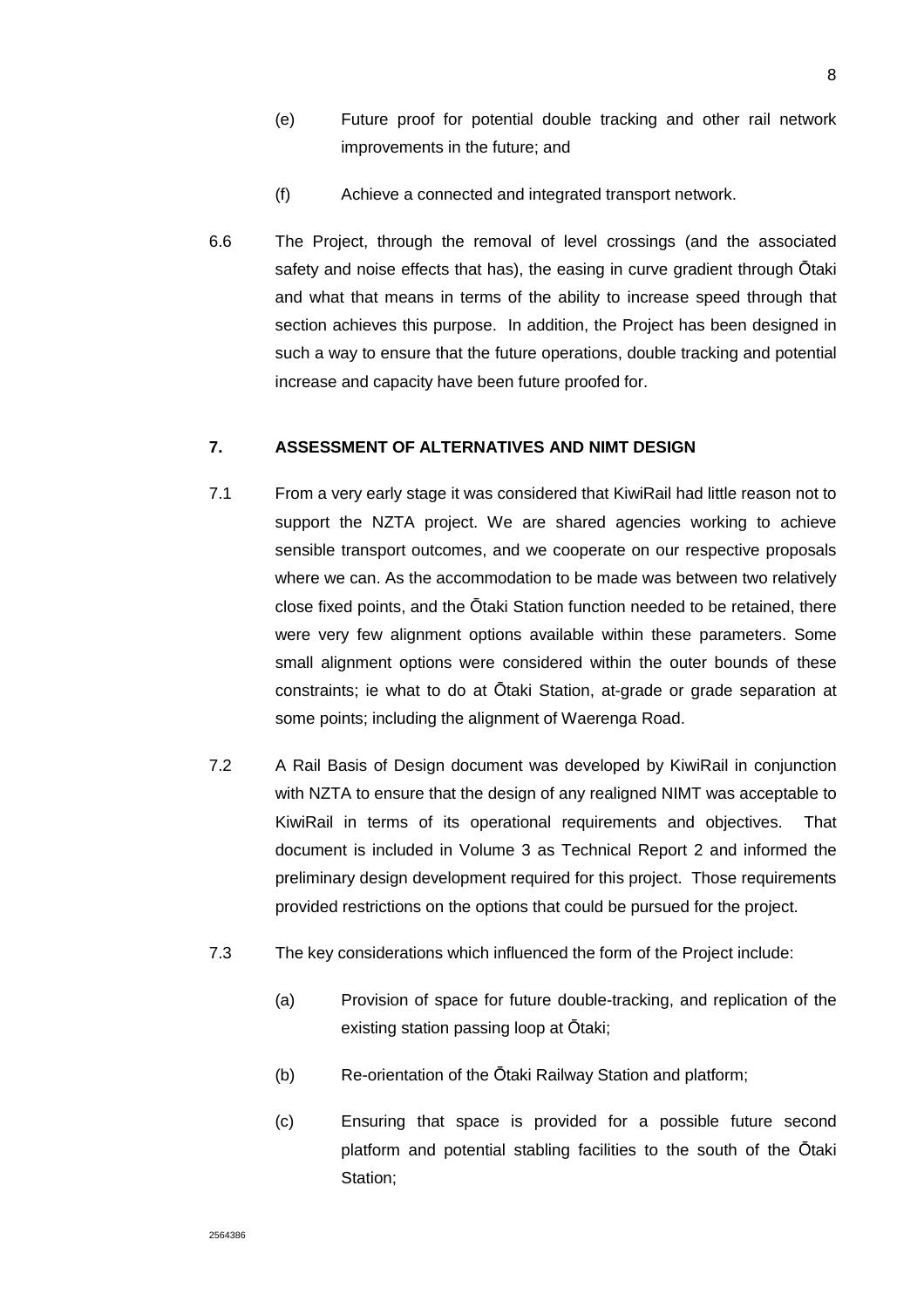(e) Future proof for potential double tracking and other rail network improvements in the future; and

(f) Achieve a connected and integrated transport network.

6.6 The Project, through the removal of level crossings (and the associated safety and noise effects that has), the easing in curve gradient through Ōtaki and what that means in terms of the ability to increase speed through that section achieves this purpose. In addition, the Project has been designed in such a way to ensure that the future operations, double tracking and potential increase and capacity have been future proofed for.

## 7. ASSESSMENT OF ALTERNATIVES AND NIMT DESIGN

7.1 From a very early stage it was considered that KiwiRail had little reason not to support the NZTA project. We are shared agencies working to achieve sensible transport outcomes, and we cooperate on our respective proposals where we can. As the accommodation to be made was between two relatively close fixed points, and the Ōtaki Station function needed to be retained, there were very few alignment options available within these parameters. Some small alignment options were considered within the outer bounds of these constraints; ie what to do at Ōtaki Station, at-grade or grade separation at some points; including the alignment of Waerenga Road.

7.2 A Rail Basis of Design document was developed by KiwiRail in conjunction with NZTA to ensure that the design of any realigned NIMT was acceptable to KiwiRail in terms of its operational requirements and objectives. That document is included in Volume 3 as Technical Report 2 and informed the preliminary design development required for this project. Those requirements provided restrictions on the options that could be pursued for the project.

7.3 The key considerations which influenced the form of the Project include:

(a) Provision of space for future double-tracking, and replication of the existing station passing loop at Ōtaki;

(b) Re-orientation of the Ōtaki Railway Station and platform;

(c) Ensuring that space is provided for a possible future second platform and potential stabling facilities to the south of the Ōtaki Station;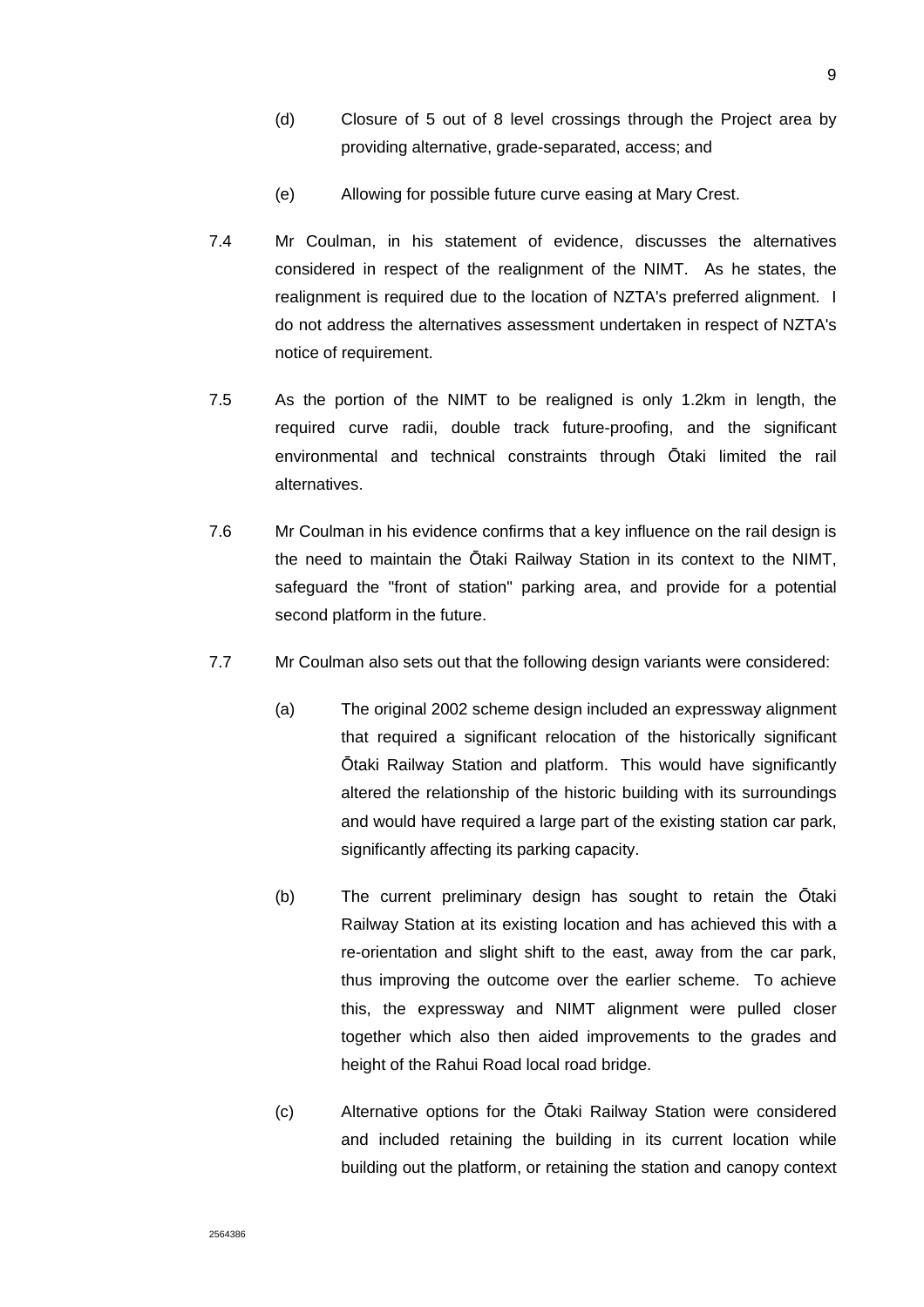(d) Closure of 5 out of 8 level crossings through the Project area by providing alternative, grade-separated, access; and

(e) Allowing for possible future curve easing at Mary Crest.

7.4 Mr Coulman, in his statement of evidence, discusses the alternatives considered in respect of the realignment of the NIMT. As he states, the realignment is required due to the location of NZTA's preferred alignment. I do not address the alternatives assessment undertaken in respect of NZTA's notice of requirement.

7.5 As the portion of the NIMT to be realigned is only 1.2km in length, the required curve radii, double track future-proofing, and the significant environmental and technical constraints through Ōtaki limited the rail alternatives.

7.6 Mr Coulman in his evidence confirms that a key influence on the rail design is the need to maintain the Ōtaki Railway Station in its context to the NIMT, safeguard the "front of station" parking area, and provide for a potential second platform in the future.

7.7 Mr Coulman also sets out that the following design variants were considered:

(a) The original 2002 scheme design included an expressway alignment that required a significant relocation of the historically significant Ōtaki Railway Station and platform. This would have significantly altered the relationship of the historic building with its surroundings and would have required a large part of the existing station car park, significantly affecting its parking capacity.

(b) The current preliminary design has sought to retain the Ōtaki Railway Station at its existing location and has achieved this with a re-orientation and slight shift to the east, away from the car park, thus improving the outcome over the earlier scheme. To achieve this, the expressway and NIMT alignment were pulled closer together which also then aided improvements to the grades and height of the Rahui Road local road bridge.

(c) Alternative options for the Ōtaki Railway Station were considered and included retaining the building in its current location while building out the platform, or retaining the station and canopy context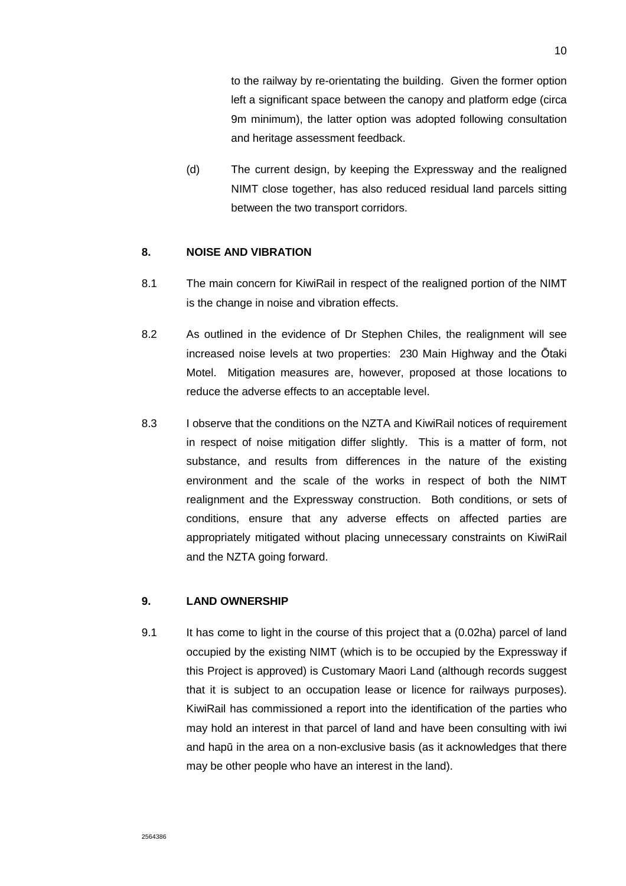to the railway by re-orientating the building. Given the former option left a significant space between the canopy and platform edge (circa 9m minimum), the latter option was adopted following consultation and heritage assessment feedback.

(d) The current design, by keeping the Expressway and the realigned NIMT close together, has also reduced residual land parcels sitting between the two transport corridors.

## 8. NOISE AND VIBRATION

8.1 The main concern for KiwiRail in respect of the realigned portion of the NIMT is the change in noise and vibration effects.

8.2 As outlined in the evidence of Dr Stephen Chiles, the realignment will see increased noise levels at two properties: 230 Main Highway and the Ōtaki Motel. Mitigation measures are, however, proposed at those locations to reduce the adverse effects to an acceptable level.

8.3 I observe that the conditions on the NZTA and KiwiRail notices of requirement in respect of noise mitigation differ slightly. This is a matter of form, not substance, and results from differences in the nature of the existing environment and the scale of the works in respect of both the NIMT realignment and the Expressway construction. Both conditions, or sets of conditions, ensure that any adverse effects on affected parties are appropriately mitigated without placing unnecessary constraints on KiwiRail and the NZTA going forward.

## 9. LAND OWNERSHIP

9.1 It has come to light in the course of this project that a (0.02ha) parcel of land occupied by the existing NIMT (which is to be occupied by the Expressway if this Project is approved) is Customary Maori Land (although records suggest that it is subject to an occupation lease or licence for railways purposes). KiwiRail has commissioned a report into the identification of the parties who may hold an interest in that parcel of land and have been consulting with iwi and hapū in the area on a non-exclusive basis (as it acknowledges that there may be other people who have an interest in the land).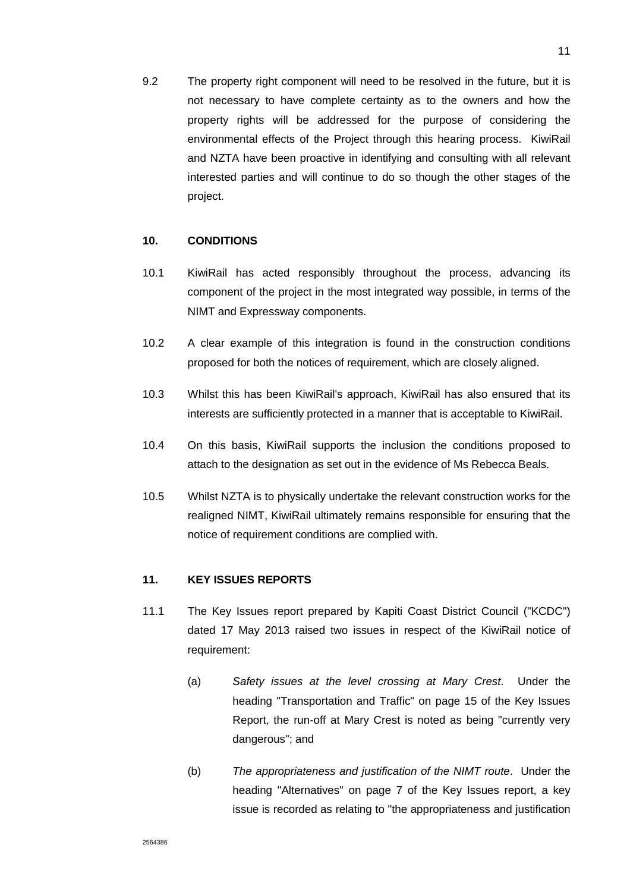9.2 The property right component will need to be resolved in the future, but it is not necessary to have complete certainty as to the owners and how the property rights will be addressed for the purpose of considering the environmental effects of the Project through this hearing process. KiwiRail and NZTA have been proactive in identifying and consulting with all relevant interested parties and will continue to do so though the other stages of the project.

## 10. CONDITIONS

10.1 KiwiRail has acted responsibly throughout the process, advancing its component of the project in the most integrated way possible, in terms of the NIMT and Expressway components.

10.2 A clear example of this integration is found in the construction conditions proposed for both the notices of requirement, which are closely aligned.

10.3 Whilst this has been KiwiRail's approach, KiwiRail has also ensured that its interests are sufficiently protected in a manner that is acceptable to KiwiRail.

10.4 On this basis, KiwiRail supports the inclusion the conditions proposed to attach to the designation as set out in the evidence of Ms Rebecca Beals.

10.5 Whilst NZTA is to physically undertake the relevant construction works for the realigned NIMT, KiwiRail ultimately remains responsible for ensuring that the notice of requirement conditions are complied with.

## 11. KEY ISSUES REPORTS

11.1 The Key Issues report prepared by Kapiti Coast District Council ("KCDC") dated 17 May 2013 raised two issues in respect of the KiwiRail notice of requirement:

(a) *Safety issues at the level crossing at Mary Crest*. Under the heading "Transportation and Traffic" on page 15 of the Key Issues Report, the run-off at Mary Crest is noted as being "currently very dangerous"; and

(b) *The appropriateness and justification of the NIMT route*. Under the heading "Alternatives" on page 7 of the Key Issues report, a key issue is recorded as relating to "the appropriateness and justification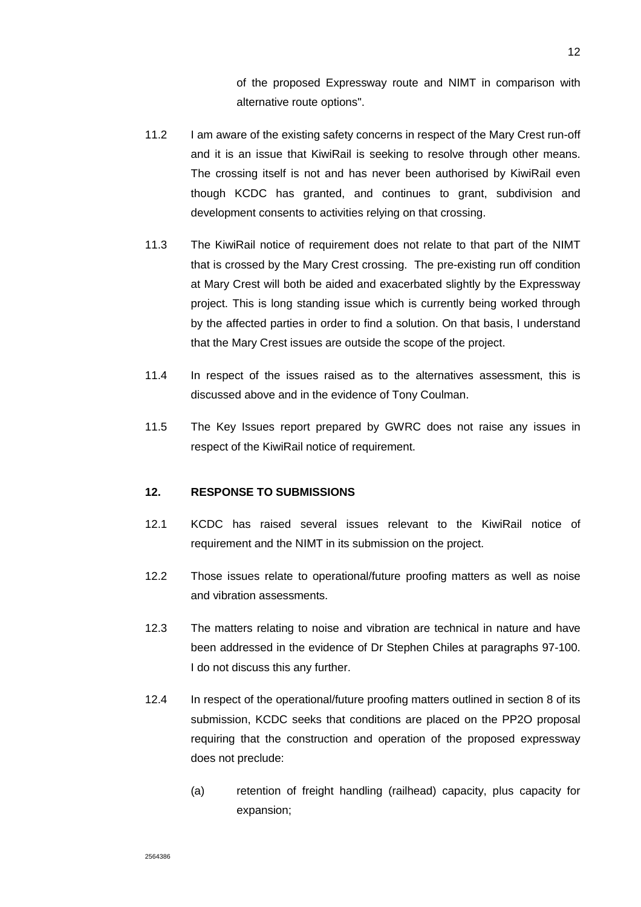of the proposed Expressway route and NIMT in comparison with alternative route options".

11.2 I am aware of the existing safety concerns in respect of the Mary Crest run-off and it is an issue that KiwiRail is seeking to resolve through other means. The crossing itself is not and has never been authorised by KiwiRail even though KCDC has granted, and continues to grant, subdivision and development consents to activities relying on that crossing.

11.3 The KiwiRail notice of requirement does not relate to that part of the NIMT that is crossed by the Mary Crest crossing. The pre-existing run off condition at Mary Crest will both be aided and exacerbated slightly by the Expressway project. This is long standing issue which is currently being worked through by the affected parties in order to find a solution. On that basis, I understand that the Mary Crest issues are outside the scope of the project.

11.4 In respect of the issues raised as to the alternatives assessment, this is discussed above and in the evidence of Tony Coulman.

11.5 The Key Issues report prepared by GWRC does not raise any issues in respect of the KiwiRail notice of requirement.

## 12. RESPONSE TO SUBMISSIONS

12.1 KCDC has raised several issues relevant to the KiwiRail notice of requirement and the NIMT in its submission on the project.

12.2 Those issues relate to operational/future proofing matters as well as noise and vibration assessments.

12.3 The matters relating to noise and vibration are technical in nature and have been addressed in the evidence of Dr Stephen Chiles at paragraphs 97-100. I do not discuss this any further.

12.4 In respect of the operational/future proofing matters outlined in section 8 of its submission, KCDC seeks that conditions are placed on the PP2O proposal requiring that the construction and operation of the proposed expressway does not preclude:

(a) retention of freight handling (railhead) capacity, plus capacity for expansion;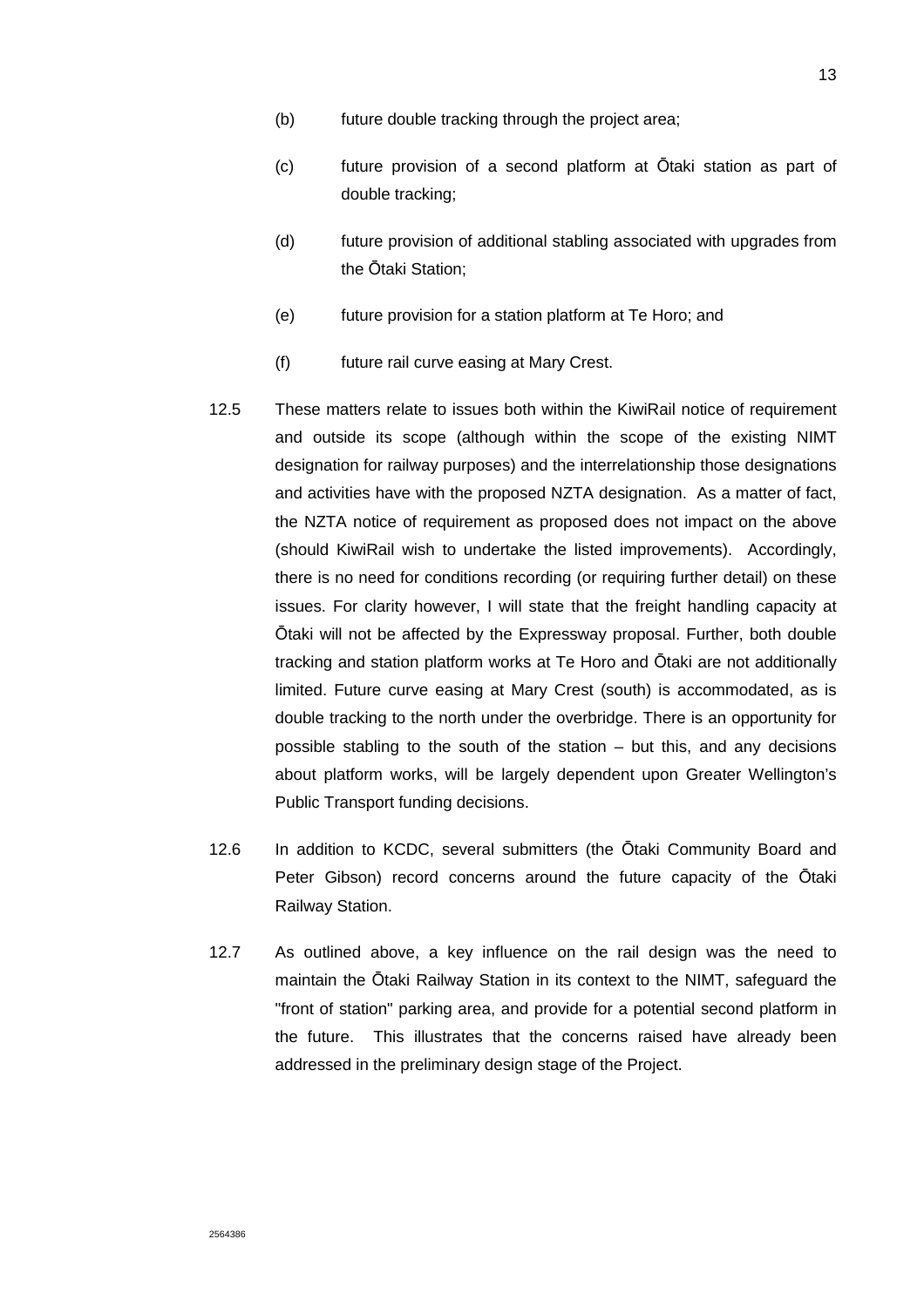(b) future double tracking through the project area;

(c) future provision of a second platform at Ōtaki station as part of double tracking;

(d) future provision of additional stabling associated with upgrades from the Ōtaki Station;

(e) future provision for a station platform at Te Horo; and

(f) future rail curve easing at Mary Crest.

12.5 These matters relate to issues both within the KiwiRail notice of requirement and outside its scope (although within the scope of the existing NIMT designation for railway purposes) and the interrelationship those designations and activities have with the proposed NZTA designation. As a matter of fact, the NZTA notice of requirement as proposed does not impact on the above (should KiwiRail wish to undertake the listed improvements). Accordingly, there is no need for conditions recording (or requiring further detail) on these issues. For clarity however, I will state that the freight handling capacity at Ōtaki will not be affected by the Expressway proposal. Further, both double tracking and station platform works at Te Horo and Ōtaki are not additionally limited. Future curve easing at Mary Crest (south) is accommodated, as is double tracking to the north under the overbridge. There is an opportunity for possible stabling to the south of the station – but this, and any decisions about platform works, will be largely dependent upon Greater Wellington's Public Transport funding decisions.

12.6 In addition to KCDC, several submitters (the Ōtaki Community Board and Peter Gibson) record concerns around the future capacity of the Ōtaki Railway Station.

12.7 As outlined above, a key influence on the rail design was the need to maintain the Ōtaki Railway Station in its context to the NIMT, safeguard the "front of station" parking area, and provide for a potential second platform in the future. This illustrates that the concerns raised have already been addressed in the preliminary design stage of the Project.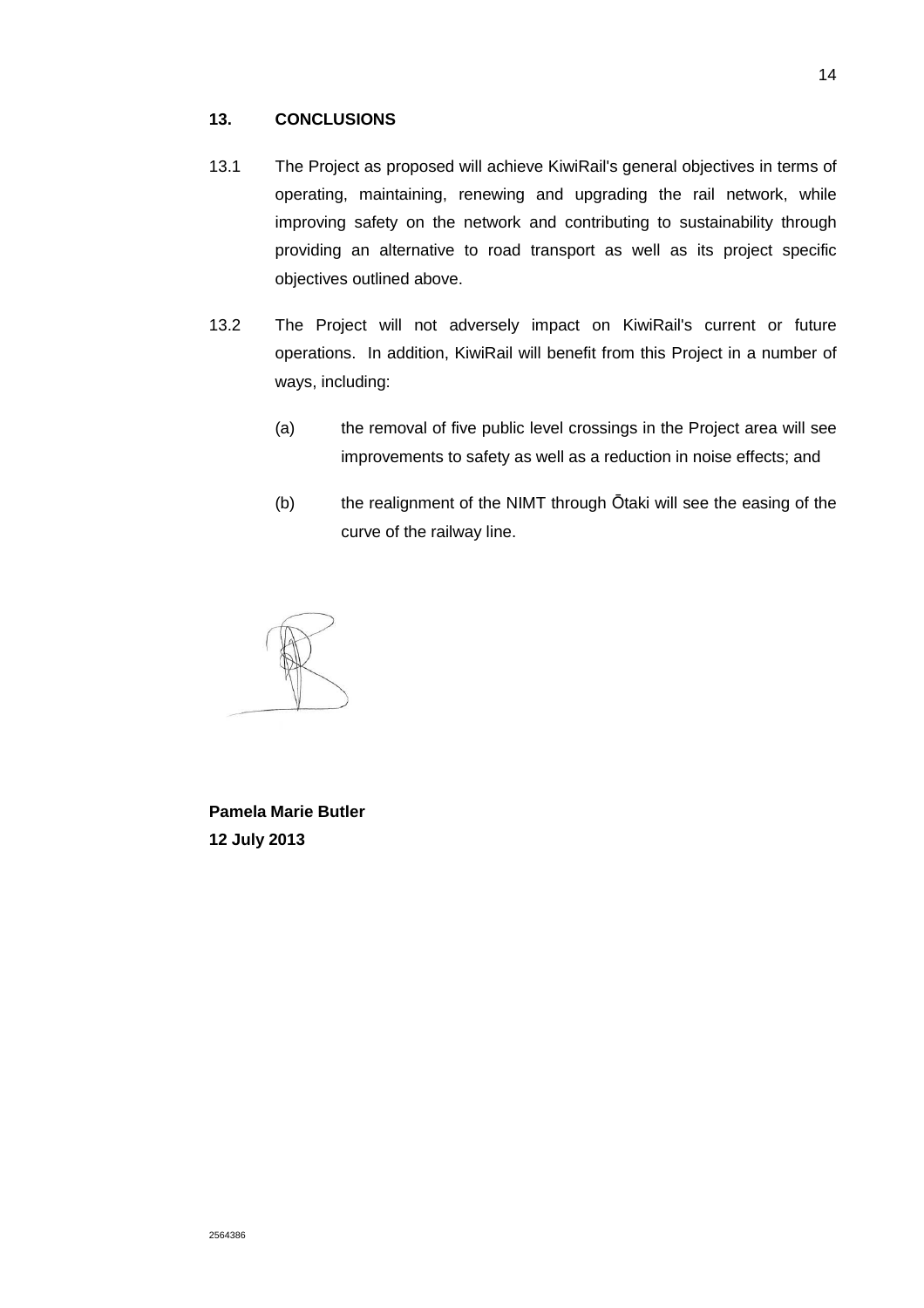## 13. CONCLUSIONS

13.1 The Project as proposed will achieve KiwiRail's general objectives in terms of operating, maintaining, renewing and upgrading the rail network, while improving safety on the network and contributing to sustainability through providing an alternative to road transport as well as its project specific objectives outlined above.

13.2 The Project will not adversely impact on KiwiRail's current or future operations. In addition, KiwiRail will benefit from this Project in a number of ways, including:

(a) the removal of five public level crossings in the Project area will see improvements to safety as well as a reduction in noise effects; and

(b) the realignment of the NIMT through Ōtaki will see the easing of the curve of the railway line.

**Pamela Marie Butler**
**12 July 2013**

2564386